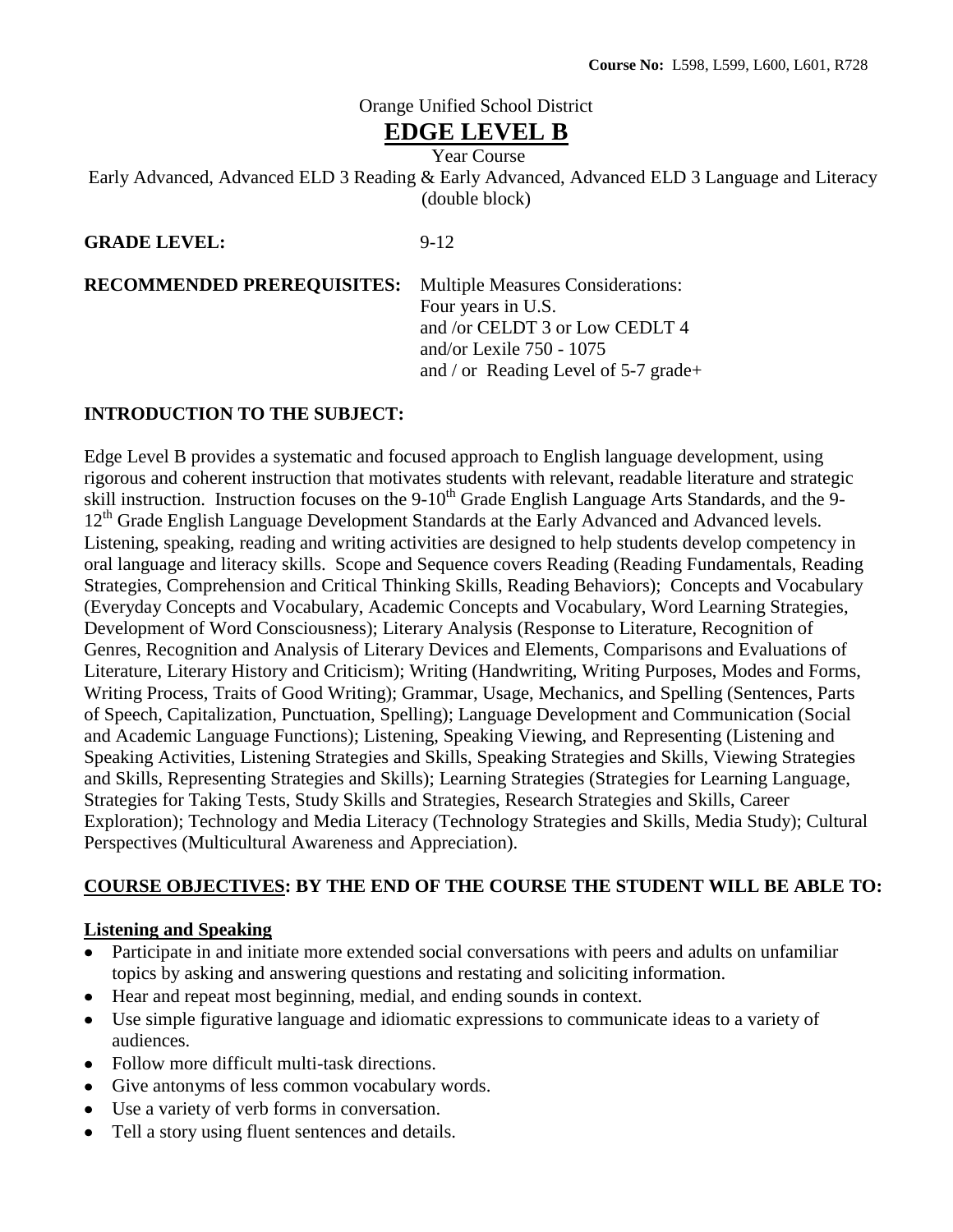**Course No:** L598, L599, L600, L601, R728

Orange Unified School District

# EDGE LEVEL B

Year Course

Early Advanced, Advanced ELD 3 Reading & Early Advanced, Advanced ELD 3 Language and Literacy (double block)

**GRADE LEVEL:** 9-12

**RECOMMENDED PREREQUISITES:** Multiple Measures Considerations:
Four years in U.S.
and /or CELDT 3 or Low CEDLT 4
and/or Lexile 750 - 1075
and / or Reading Level of 5-7 grade+

**INTRODUCTION TO THE SUBJECT:**

Edge Level B provides a systematic and focused approach to English language development, using rigorous and coherent instruction that motivates students with relevant, readable literature and strategic skill instruction. Instruction focuses on the 9-10th Grade English Language Arts Standards, and the 9-12th Grade English Language Development Standards at the Early Advanced and Advanced levels. Listening, speaking, reading and writing activities are designed to help students develop competency in oral language and literacy skills. Scope and Sequence covers Reading (Reading Fundamentals, Reading Strategies, Comprehension and Critical Thinking Skills, Reading Behaviors); Concepts and Vocabulary (Everyday Concepts and Vocabulary, Academic Concepts and Vocabulary, Word Learning Strategies, Development of Word Consciousness); Literary Analysis (Response to Literature, Recognition of Genres, Recognition and Analysis of Literary Devices and Elements, Comparisons and Evaluations of Literature, Literary History and Criticism); Writing (Handwriting, Writing Purposes, Modes and Forms, Writing Process, Traits of Good Writing); Grammar, Usage, Mechanics, and Spelling (Sentences, Parts of Speech, Capitalization, Punctuation, Spelling); Language Development and Communication (Social and Academic Language Functions); Listening, Speaking Viewing, and Representing (Listening and Speaking Activities, Listening Strategies and Skills, Speaking Strategies and Skills, Viewing Strategies and Skills, Representing Strategies and Skills); Learning Strategies (Strategies for Learning Language, Strategies for Taking Tests, Study Skills and Strategies, Research Strategies and Skills, Career Exploration); Technology and Media Literacy (Technology Strategies and Skills, Media Study); Cultural Perspectives (Multicultural Awareness and Appreciation).

**COURSE OBJECTIVES: BY THE END OF THE COURSE THE STUDENT WILL BE ABLE TO:**

**Listening and Speaking**

- Participate in and initiate more extended social conversations with peers and adults on unfamiliar topics by asking and answering questions and restating and soliciting information.
- Hear and repeat most beginning, medial, and ending sounds in context.
- Use simple figurative language and idiomatic expressions to communicate ideas to a variety of audiences.
- Follow more difficult multi-task directions.
- Give antonyms of less common vocabulary words.
- Use a variety of verb forms in conversation.
- Tell a story using fluent sentences and details.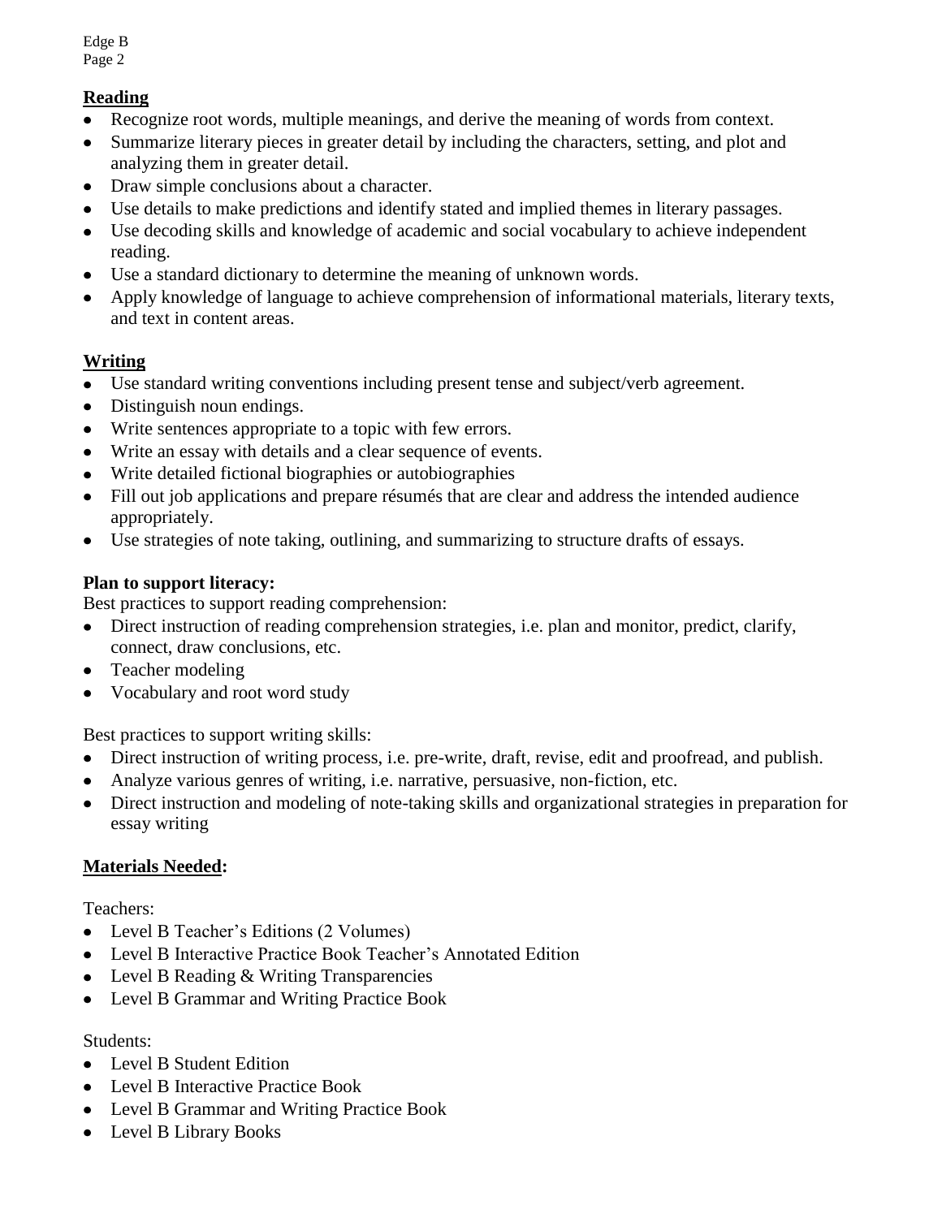## Reading

- Recognize root words, multiple meanings, and derive the meaning of words from context.
- Summarize literary pieces in greater detail by including the characters, setting, and plot and analyzing them in greater detail.
- Draw simple conclusions about a character.
- Use details to make predictions and identify stated and implied themes in literary passages.
- Use decoding skills and knowledge of academic and social vocabulary to achieve independent reading.
- Use a standard dictionary to determine the meaning of unknown words.
- Apply knowledge of language to achieve comprehension of informational materials, literary texts, and text in content areas.

## Writing

- Use standard writing conventions including present tense and subject/verb agreement.
- Distinguish noun endings.
- Write sentences appropriate to a topic with few errors.
- Write an essay with details and a clear sequence of events.
- Write detailed fictional biographies or autobiographies
- Fill out job applications and prepare résumés that are clear and address the intended audience appropriately.
- Use strategies of note taking, outlining, and summarizing to structure drafts of essays.

**Plan to support literacy:**

Best practices to support reading comprehension:

- Direct instruction of reading comprehension strategies, i.e. plan and monitor, predict, clarify, connect, draw conclusions, etc.
- Teacher modeling
- Vocabulary and root word study

Best practices to support writing skills:

- Direct instruction of writing process, i.e. pre-write, draft, revise, edit and proofread, and publish.
- Analyze various genres of writing, i.e. narrative, persuasive, non-fiction, etc.
- Direct instruction and modeling of note-taking skills and organizational strategies in preparation for essay writing

## Materials Needed:

Teachers:

- Level B Teacher's Editions (2 Volumes)
- Level B Interactive Practice Book Teacher's Annotated Edition
- Level B Reading & Writing Transparencies
- Level B Grammar and Writing Practice Book

Students:

- Level B Student Edition
- Level B Interactive Practice Book
- Level B Grammar and Writing Practice Book
- Level B Library Books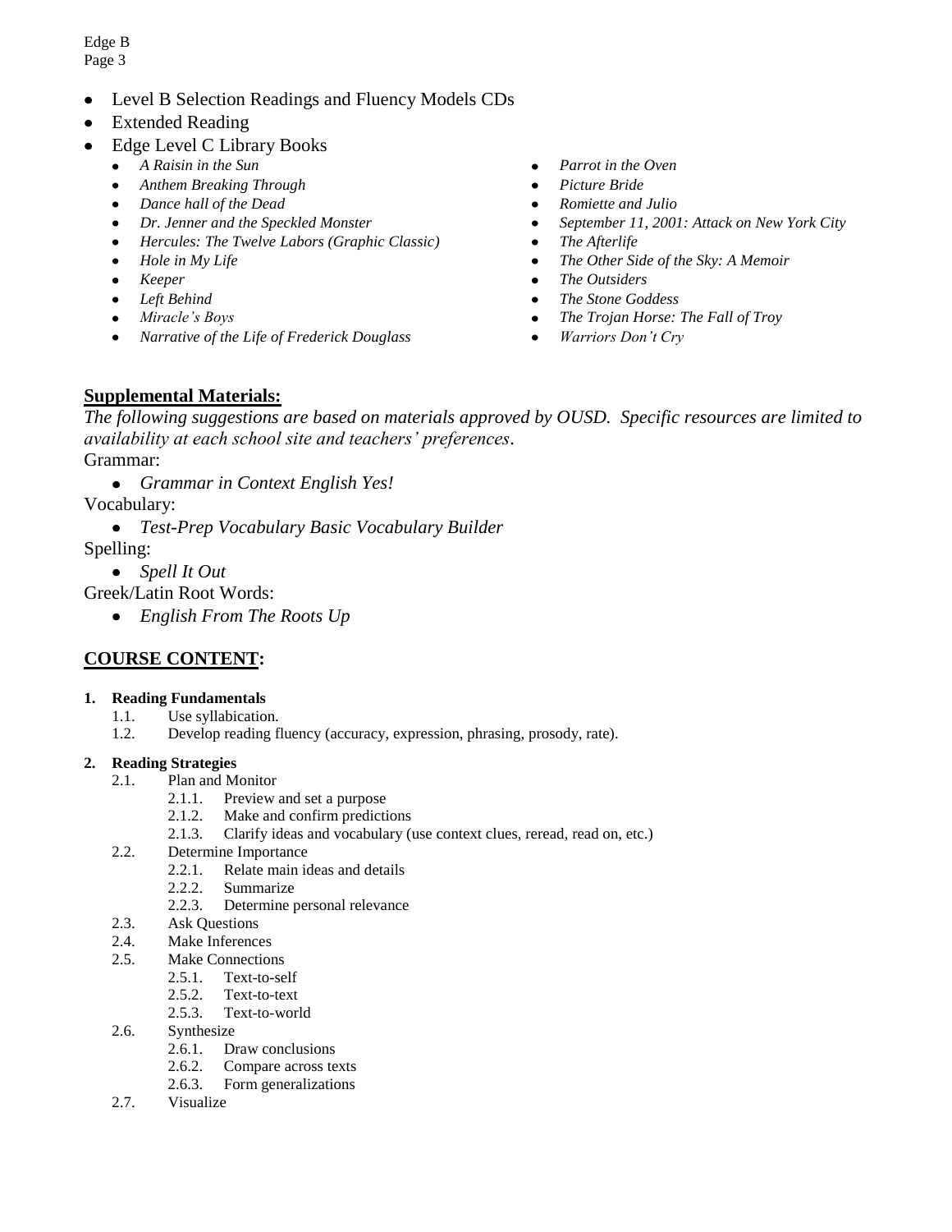- Level B Selection Readings and Fluency Models CDs
- Extended Reading
- Edge Level C Library Books
  - *A Raisin in the Sun*
  - *Anthem Breaking Through*
  - *Dance hall of the Dead*
  - *Dr. Jenner and the Speckled Monster*
  - *Hercules: The Twelve Labors (Graphic Classic)*
  - *Hole in My Life*
  - *Keeper*
  - *Left Behind*
  - *Miracle's Boys*
  - *Narrative of the Life of Frederick Douglass*
  - *Parrot in the Oven*
  - *Picture Bride*
  - *Romiette and Julio*
  - *September 11, 2001: Attack on New York City*
  - *The Afterlife*
  - *The Other Side of the Sky: A Memoir*
  - *The Outsiders*
  - *The Stone Goddess*
  - *The Trojan Horse: The Fall of Troy*
  - *Warriors Don't Cry*

## Supplemental Materials:

*The following suggestions are based on materials approved by OUSD. Specific resources are limited to availability at each school site and teachers' preferences.*

Grammar:

- *Grammar in Context English Yes!*

Vocabulary:

- *Test-Prep Vocabulary Basic Vocabulary Builder*

Spelling:

- *Spell It Out*

Greek/Latin Root Words:

- *English From The Roots Up*

## COURSE CONTENT:

**1. Reading Fundamentals**

1.1. Use syllabication.
1.2. Develop reading fluency (accuracy, expression, phrasing, prosody, rate).

**2. Reading Strategies**

2.1. Plan and Monitor
  2.1.1. Preview and set a purpose
  2.1.2. Make and confirm predictions
  2.1.3. Clarify ideas and vocabulary (use context clues, reread, read on, etc.)
2.2. Determine Importance
  2.2.1. Relate main ideas and details
  2.2.2. Summarize
  2.2.3. Determine personal relevance
2.3. Ask Questions
2.4. Make Inferences
2.5. Make Connections
  2.5.1. Text-to-self
  2.5.2. Text-to-text
  2.5.3. Text-to-world
2.6. Synthesize
  2.6.1. Draw conclusions
  2.6.2. Compare across texts
  2.6.3. Form generalizations
2.7. Visualize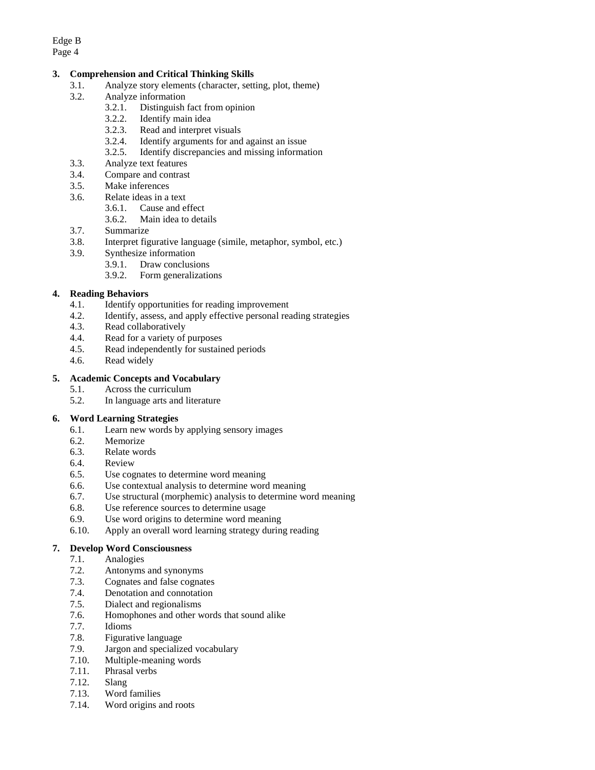**3. Comprehension and Critical Thinking Skills**

- 3.1. Analyze story elements (character, setting, plot, theme)
- 3.2. Analyze information
  - 3.2.1. Distinguish fact from opinion
  - 3.2.2. Identify main idea
  - 3.2.3. Read and interpret visuals
  - 3.2.4. Identify arguments for and against an issue
  - 3.2.5. Identify discrepancies and missing information
- 3.3. Analyze text features
- 3.4. Compare and contrast
- 3.5. Make inferences
- 3.6. Relate ideas in a text
  - 3.6.1. Cause and effect
  - 3.6.2. Main idea to details
- 3.7. Summarize
- 3.8. Interpret figurative language (simile, metaphor, symbol, etc.)
- 3.9. Synthesize information
  - 3.9.1. Draw conclusions
  - 3.9.2. Form generalizations

**4. Reading Behaviors**

- 4.1. Identify opportunities for reading improvement
- 4.2. Identify, assess, and apply effective personal reading strategies
- 4.3. Read collaboratively
- 4.4. Read for a variety of purposes
- 4.5. Read independently for sustained periods
- 4.6. Read widely

**5. Academic Concepts and Vocabulary**

- 5.1. Across the curriculum
- 5.2. In language arts and literature

**6. Word Learning Strategies**

- 6.1. Learn new words by applying sensory images
- 6.2. Memorize
- 6.3. Relate words
- 6.4. Review
- 6.5. Use cognates to determine word meaning
- 6.6. Use contextual analysis to determine word meaning
- 6.7. Use structural (morphemic) analysis to determine word meaning
- 6.8. Use reference sources to determine usage
- 6.9. Use word origins to determine word meaning
- 6.10. Apply an overall word learning strategy during reading

**7. Develop Word Consciousness**

- 7.1. Analogies
- 7.2. Antonyms and synonyms
- 7.3. Cognates and false cognates
- 7.4. Denotation and connotation
- 7.5. Dialect and regionalisms
- 7.6. Homophones and other words that sound alike
- 7.7. Idioms
- 7.8. Figurative language
- 7.9. Jargon and specialized vocabulary
- 7.10. Multiple-meaning words
- 7.11. Phrasal verbs
- 7.12. Slang
- 7.13. Word families
- 7.14. Word origins and roots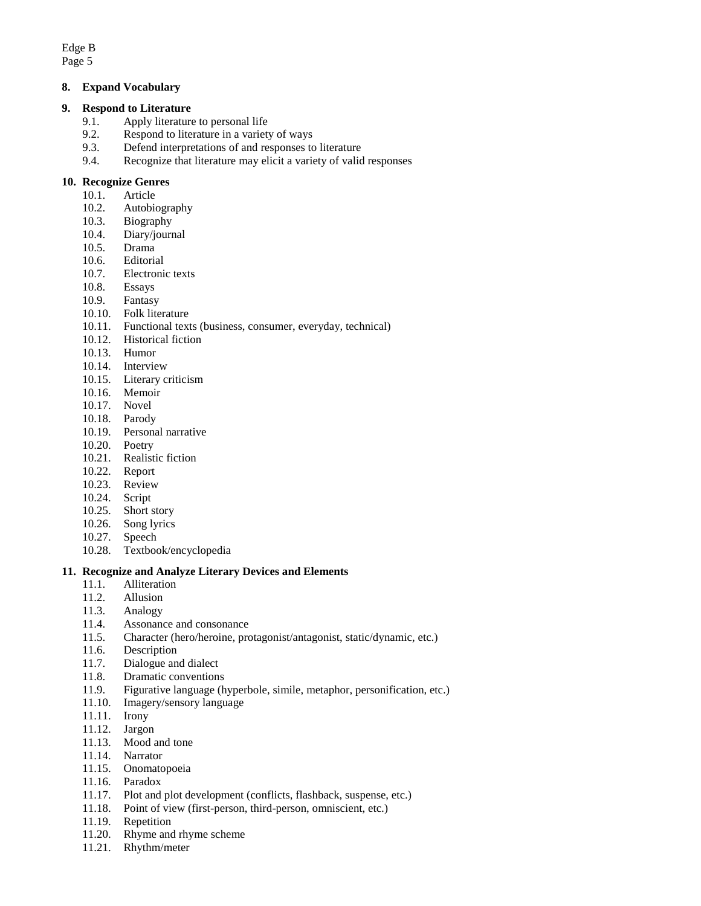**8. Expand Vocabulary**

**9. Respond to Literature**

- 9.1. Apply literature to personal life
- 9.2. Respond to literature in a variety of ways
- 9.3. Defend interpretations of and responses to literature
- 9.4. Recognize that literature may elicit a variety of valid responses

**10. Recognize Genres**

- 10.1. Article
- 10.2. Autobiography
- 10.3. Biography
- 10.4. Diary/journal
- 10.5. Drama
- 10.6. Editorial
- 10.7. Electronic texts
- 10.8. Essays
- 10.9. Fantasy
- 10.10. Folk literature
- 10.11. Functional texts (business, consumer, everyday, technical)
- 10.12. Historical fiction
- 10.13. Humor
- 10.14. Interview
- 10.15. Literary criticism
- 10.16. Memoir
- 10.17. Novel
- 10.18. Parody
- 10.19. Personal narrative
- 10.20. Poetry
- 10.21. Realistic fiction
- 10.22. Report
- 10.23. Review
- 10.24. Script
- 10.25. Short story
- 10.26. Song lyrics
- 10.27. Speech
- 10.28. Textbook/encyclopedia

**11. Recognize and Analyze Literary Devices and Elements**

- 11.1. Alliteration
- 11.2. Allusion
- 11.3. Analogy
- 11.4. Assonance and consonance
- 11.5. Character (hero/heroine, protagonist/antagonist, static/dynamic, etc.)
- 11.6. Description
- 11.7. Dialogue and dialect
- 11.8. Dramatic conventions
- 11.9. Figurative language (hyperbole, simile, metaphor, personification, etc.)
- 11.10. Imagery/sensory language
- 11.11. Irony
- 11.12. Jargon
- 11.13. Mood and tone
- 11.14. Narrator
- 11.15. Onomatopoeia
- 11.16. Paradox
- 11.17. Plot and plot development (conflicts, flashback, suspense, etc.)
- 11.18. Point of view (first-person, third-person, omniscient, etc.)
- 11.19. Repetition
- 11.20. Rhyme and rhyme scheme
- 11.21. Rhythm/meter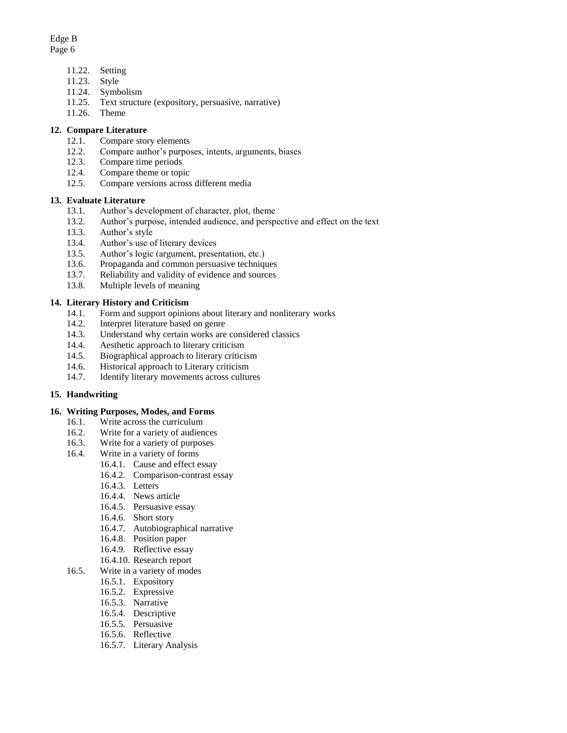- 11.22. Setting
- 11.23. Style
- 11.24. Symbolism
- 11.25. Text structure (expository, persuasive, narrative)
- 11.26. Theme

**12. Compare Literature**

- 12.1. Compare story elements
- 12.2. Compare author's purposes, intents, arguments, biases
- 12.3. Compare time periods
- 12.4. Compare theme or topic
- 12.5. Compare versions across different media

**13. Evaluate Literature**

- 13.1. Author's development of character, plot, theme
- 13.2. Author's purpose, intended audience, and perspective and effect on the text
- 13.3. Author's style
- 13.4. Author's use of literary devices
- 13.5. Author's logic (argument, presentation, etc.)
- 13.6. Propaganda and common persuasive techniques
- 13.7. Reliability and validity of evidence and sources
- 13.8. Multiple levels of meaning

**14. Literary History and Criticism**

- 14.1. Form and support opinions about literary and nonliterary works
- 14.2. Interpret literature based on genre
- 14.3. Understand why certain works are considered classics
- 14.4. Aesthetic approach to literary criticism
- 14.5. Biographical approach to literary criticism
- 14.6. Historical approach to Literary criticism
- 14.7. Identify literary movements across cultures

**15. Handwriting**

**16. Writing Purposes, Modes, and Forms**

- 16.1. Write across the curriculum
- 16.2. Write for a variety of audiences
- 16.3. Write for a variety of purposes
- 16.4. Write in a variety of forms
  - 16.4.1. Cause and effect essay
  - 16.4.2. Comparison-contrast essay
  - 16.4.3. Letters
  - 16.4.4. News article
  - 16.4.5. Persuasive essay
  - 16.4.6. Short story
  - 16.4.7. Autobiographical narrative
  - 16.4.8. Position paper
  - 16.4.9. Reflective essay
  - 16.4.10. Research report
- 16.5. Write in a variety of modes
  - 16.5.1. Expository
  - 16.5.2. Expressive
  - 16.5.3. Narrative
  - 16.5.4. Descriptive
  - 16.5.5. Persuasive
  - 16.5.6. Reflective
  - 16.5.7. Literary Analysis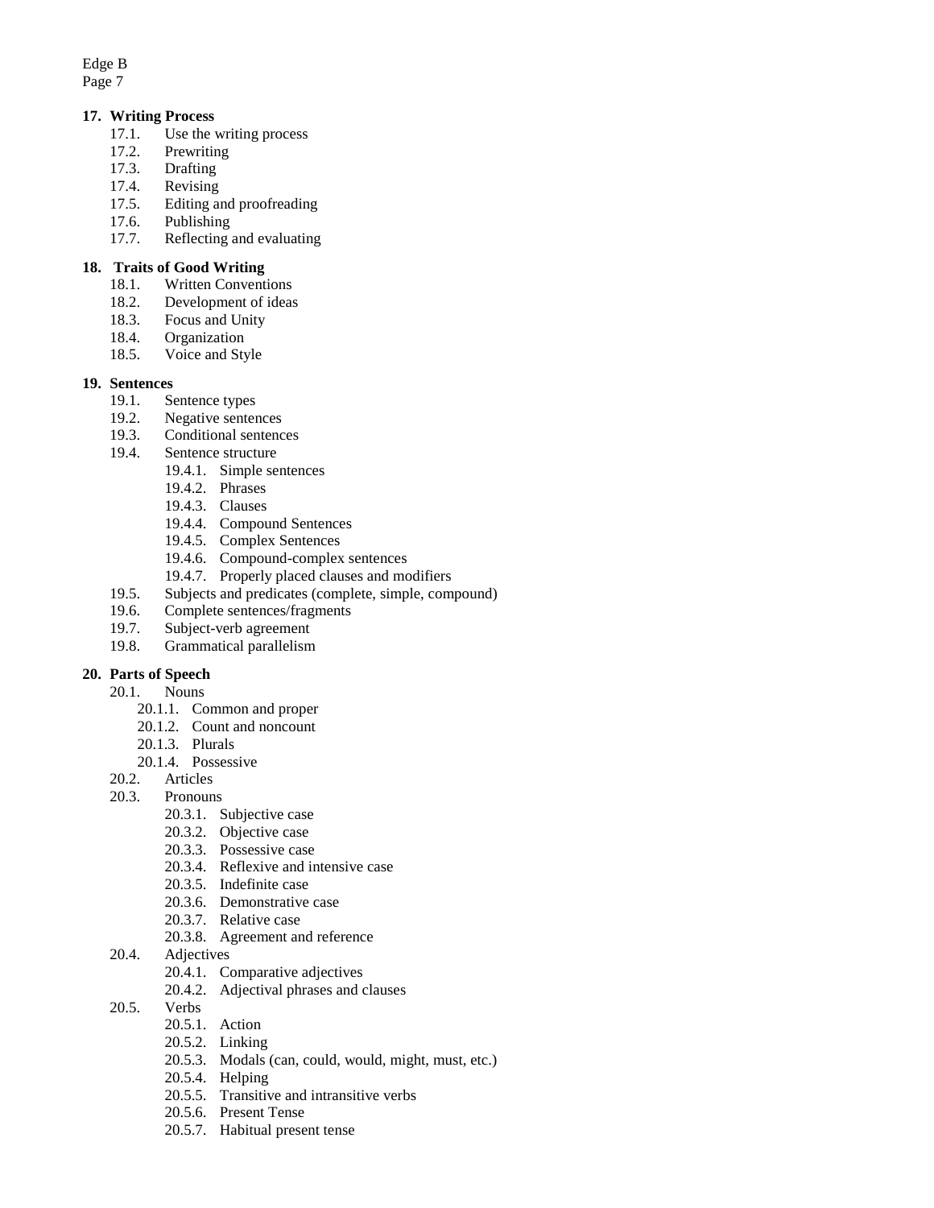**17. Writing Process**

- 17.1. Use the writing process
- 17.2. Prewriting
- 17.3. Drafting
- 17.4. Revising
- 17.5. Editing and proofreading
- 17.6. Publishing
- 17.7. Reflecting and evaluating

**18. Traits of Good Writing**

- 18.1. Written Conventions
- 18.2. Development of ideas
- 18.3. Focus and Unity
- 18.4. Organization
- 18.5. Voice and Style

**19. Sentences**

- 19.1. Sentence types
- 19.2. Negative sentences
- 19.3. Conditional sentences
- 19.4. Sentence structure
  - 19.4.1. Simple sentences
  - 19.4.2. Phrases
  - 19.4.3. Clauses
  - 19.4.4. Compound Sentences
  - 19.4.5. Complex Sentences
  - 19.4.6. Compound-complex sentences
  - 19.4.7. Properly placed clauses and modifiers
- 19.5. Subjects and predicates (complete, simple, compound)
- 19.6. Complete sentences/fragments
- 19.7. Subject-verb agreement
- 19.8. Grammatical parallelism

**20. Parts of Speech**

- 20.1. Nouns
  - 20.1.1. Common and proper
  - 20.1.2. Count and noncount
  - 20.1.3. Plurals
  - 20.1.4. Possessive
- 20.2. Articles
- 20.3. Pronouns
  - 20.3.1. Subjective case
  - 20.3.2. Objective case
  - 20.3.3. Possessive case
  - 20.3.4. Reflexive and intensive case
  - 20.3.5. Indefinite case
  - 20.3.6. Demonstrative case
  - 20.3.7. Relative case
  - 20.3.8. Agreement and reference
- 20.4. Adjectives
  - 20.4.1. Comparative adjectives
  - 20.4.2. Adjectival phrases and clauses
- 20.5. Verbs
  - 20.5.1. Action
  - 20.5.2. Linking
  - 20.5.3. Modals (can, could, would, might, must, etc.)
  - 20.5.4. Helping
  - 20.5.5. Transitive and intransitive verbs
  - 20.5.6. Present Tense
  - 20.5.7. Habitual present tense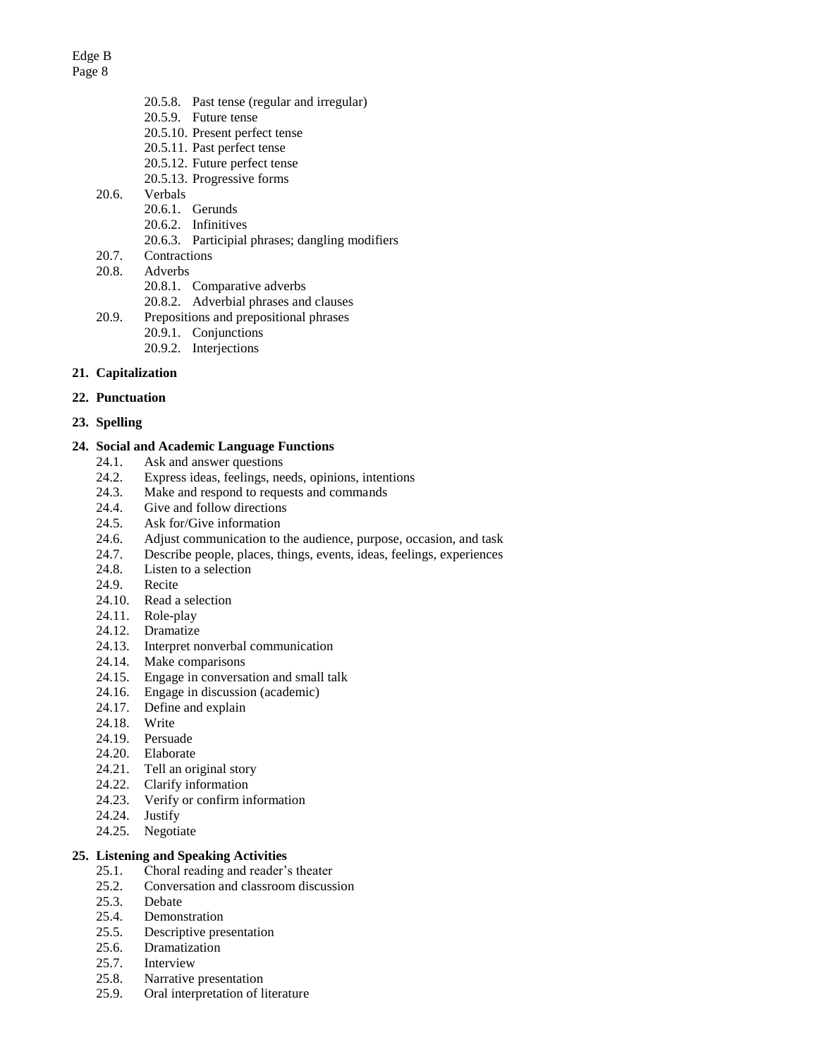- 20.5.8. Past tense (regular and irregular)
- 20.5.9. Future tense
- 20.5.10. Present perfect tense
- 20.5.11. Past perfect tense
- 20.5.12. Future perfect tense
- 20.5.13. Progressive forms

20.6. Verbals
- 20.6.1. Gerunds
- 20.6.2. Infinitives
- 20.6.3. Participial phrases; dangling modifiers

20.7. Contractions

20.8. Adverbs
- 20.8.1. Comparative adverbs
- 20.8.2. Adverbial phrases and clauses

20.9. Prepositions and prepositional phrases
- 20.9.1. Conjunctions
- 20.9.2. Interjections

**21. Capitalization**

**22. Punctuation**

**23. Spelling**

**24. Social and Academic Language Functions**

- 24.1. Ask and answer questions
- 24.2. Express ideas, feelings, needs, opinions, intentions
- 24.3. Make and respond to requests and commands
- 24.4. Give and follow directions
- 24.5. Ask for/Give information
- 24.6. Adjust communication to the audience, purpose, occasion, and task
- 24.7. Describe people, places, things, events, ideas, feelings, experiences
- 24.8. Listen to a selection
- 24.9. Recite
- 24.10. Read a selection
- 24.11. Role-play
- 24.12. Dramatize
- 24.13. Interpret nonverbal communication
- 24.14. Make comparisons
- 24.15. Engage in conversation and small talk
- 24.16. Engage in discussion (academic)
- 24.17. Define and explain
- 24.18. Write
- 24.19. Persuade
- 24.20. Elaborate
- 24.21. Tell an original story
- 24.22. Clarify information
- 24.23. Verify or confirm information
- 24.24. Justify
- 24.25. Negotiate

**25. Listening and Speaking Activities**

- 25.1. Choral reading and reader's theater
- 25.2. Conversation and classroom discussion
- 25.3. Debate
- 25.4. Demonstration
- 25.5. Descriptive presentation
- 25.6. Dramatization
- 25.7. Interview
- 25.8. Narrative presentation
- 25.9. Oral interpretation of literature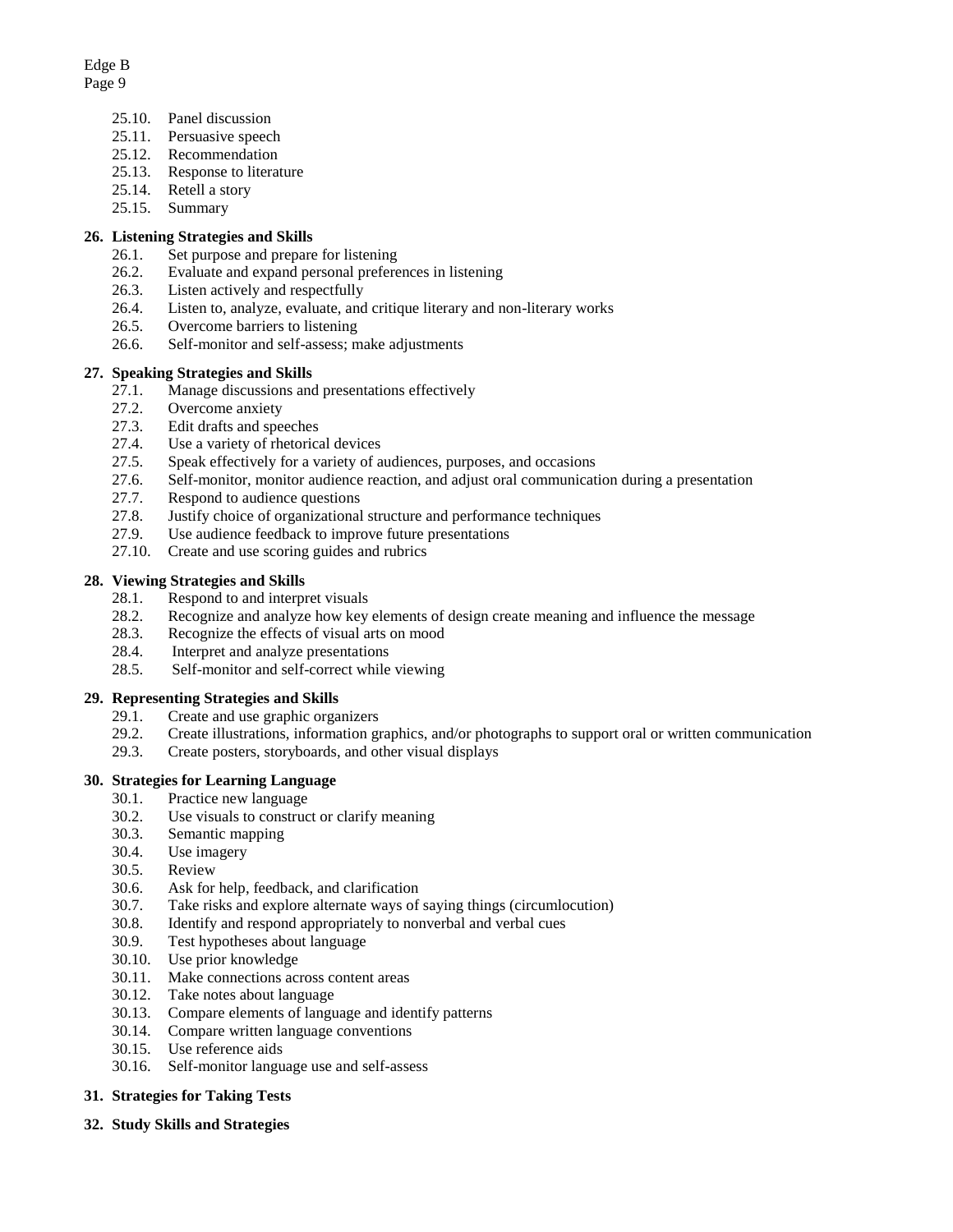25.10. Panel discussion
25.11. Persuasive speech
25.12. Recommendation
25.13. Response to literature
25.14. Retell a story
25.15. Summary

**26. Listening Strategies and Skills**

26.1. Set purpose and prepare for listening
26.2. Evaluate and expand personal preferences in listening
26.3. Listen actively and respectfully
26.4. Listen to, analyze, evaluate, and critique literary and non-literary works
26.5. Overcome barriers to listening
26.6. Self-monitor and self-assess; make adjustments

**27. Speaking Strategies and Skills**

27.1. Manage discussions and presentations effectively
27.2. Overcome anxiety
27.3. Edit drafts and speeches
27.4. Use a variety of rhetorical devices
27.5. Speak effectively for a variety of audiences, purposes, and occasions
27.6. Self-monitor, monitor audience reaction, and adjust oral communication during a presentation
27.7. Respond to audience questions
27.8. Justify choice of organizational structure and performance techniques
27.9. Use audience feedback to improve future presentations
27.10. Create and use scoring guides and rubrics

**28. Viewing Strategies and Skills**

28.1. Respond to and interpret visuals
28.2. Recognize and analyze how key elements of design create meaning and influence the message
28.3. Recognize the effects of visual arts on mood
28.4. Interpret and analyze presentations
28.5. Self-monitor and self-correct while viewing

**29. Representing Strategies and Skills**

29.1. Create and use graphic organizers
29.2. Create illustrations, information graphics, and/or photographs to support oral or written communication
29.3. Create posters, storyboards, and other visual displays

**30. Strategies for Learning Language**

30.1. Practice new language
30.2. Use visuals to construct or clarify meaning
30.3. Semantic mapping
30.4. Use imagery
30.5. Review
30.6. Ask for help, feedback, and clarification
30.7. Take risks and explore alternate ways of saying things (circumlocution)
30.8. Identify and respond appropriately to nonverbal and verbal cues
30.9. Test hypotheses about language
30.10. Use prior knowledge
30.11. Make connections across content areas
30.12. Take notes about language
30.13. Compare elements of language and identify patterns
30.14. Compare written language conventions
30.15. Use reference aids
30.16. Self-monitor language use and self-assess

**31. Strategies for Taking Tests**

**32. Study Skills and Strategies**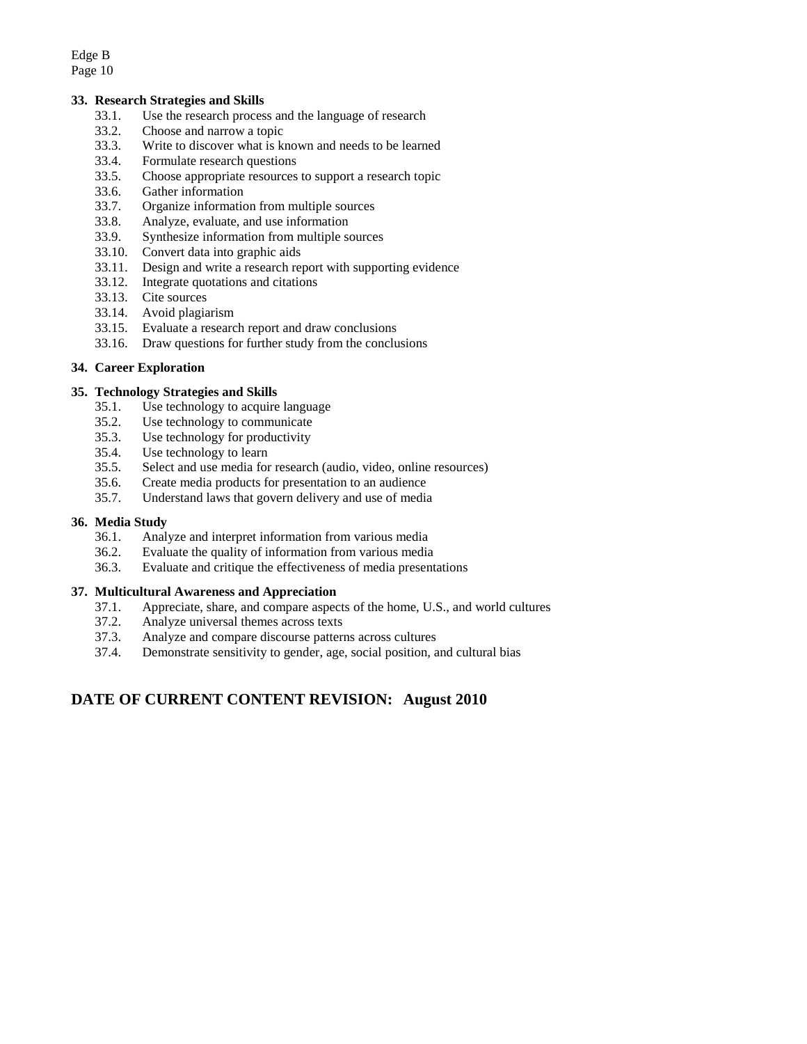**33. Research Strategies and Skills**

33.1. Use the research process and the language of research
33.2. Choose and narrow a topic
33.3. Write to discover what is known and needs to be learned
33.4. Formulate research questions
33.5. Choose appropriate resources to support a research topic
33.6. Gather information
33.7. Organize information from multiple sources
33.8. Analyze, evaluate, and use information
33.9. Synthesize information from multiple sources
33.10. Convert data into graphic aids
33.11. Design and write a research report with supporting evidence
33.12. Integrate quotations and citations
33.13. Cite sources
33.14. Avoid plagiarism
33.15. Evaluate a research report and draw conclusions
33.16. Draw questions for further study from the conclusions

**34. Career Exploration**

**35. Technology Strategies and Skills**

35.1. Use technology to acquire language
35.2. Use technology to communicate
35.3. Use technology for productivity
35.4. Use technology to learn
35.5. Select and use media for research (audio, video, online resources)
35.6. Create media products for presentation to an audience
35.7. Understand laws that govern delivery and use of media

**36. Media Study**

36.1. Analyze and interpret information from various media
36.2. Evaluate the quality of information from various media
36.3. Evaluate and critique the effectiveness of media presentations

**37. Multicultural Awareness and Appreciation**

37.1. Appreciate, share, and compare aspects of the home, U.S., and world cultures
37.2. Analyze universal themes across texts
37.3. Analyze and compare discourse patterns across cultures
37.4. Demonstrate sensitivity to gender, age, social position, and cultural bias

## DATE OF CURRENT CONTENT REVISION: August 2010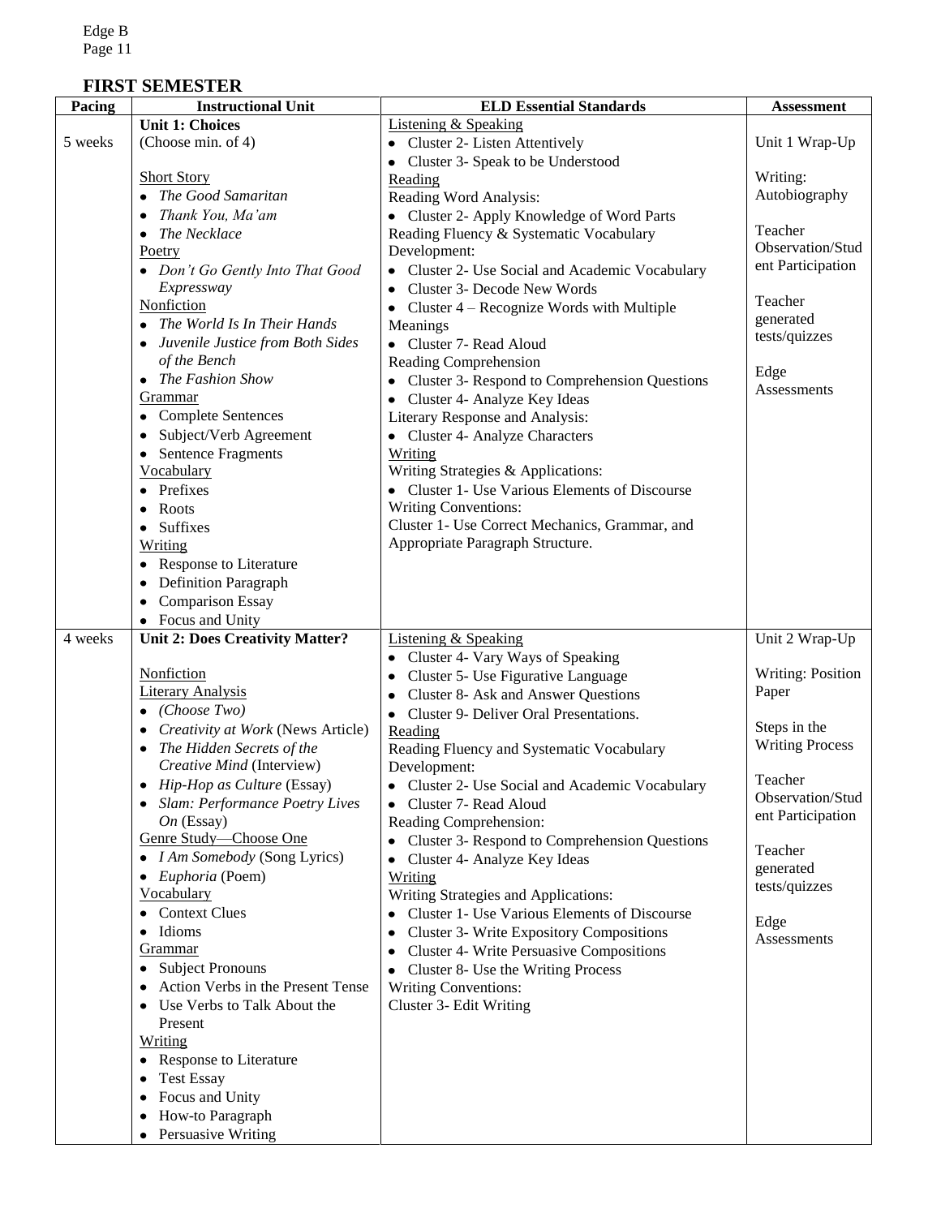## FIRST SEMESTER

| Pacing | Instructional Unit | ELD Essential Standards | Assessment |
|---|---|---|---|
| 5 weeks | **Unit 1: Choices**<br>(Choose min. of 4)<br><br>Short Story<br>• *The Good Samaritan*<br>• *Thank You, Ma'am*<br>• *The Necklace*<br>Poetry<br>• *Don't Go Gently Into That Good Expressway*<br>Nonfiction<br>• *The World Is In Their Hands*<br>• *Juvenile Justice from Both Sides of the Bench*<br>• *The Fashion Show*<br>Grammar<br>• Complete Sentences<br>• Subject/Verb Agreement<br>• Sentence Fragments<br>Vocabulary<br>• Prefixes<br>• Roots<br>• Suffixes<br>Writing<br>• Response to Literature<br>• Definition Paragraph<br>• Comparison Essay<br>• Focus and Unity | Listening & Speaking<br>• Cluster 2- Listen Attentively<br>• Cluster 3- Speak to be Understood<br>Reading<br>Reading Word Analysis:<br>• Cluster 2- Apply Knowledge of Word Parts<br>Reading Fluency & Systematic Vocabulary Development:<br>• Cluster 2- Use Social and Academic Vocabulary<br>• Cluster 3- Decode New Words<br>• Cluster 4 – Recognize Words with Multiple Meanings<br>• Cluster 7- Read Aloud<br>Reading Comprehension<br>• Cluster 3- Respond to Comprehension Questions<br>• Cluster 4- Analyze Key Ideas<br>Literary Response and Analysis:<br>• Cluster 4- Analyze Characters<br>Writing<br>Writing Strategies & Applications:<br>• Cluster 1- Use Various Elements of Discourse<br>Writing Conventions:<br>Cluster 1- Use Correct Mechanics, Grammar, and Appropriate Paragraph Structure. | Unit 1 Wrap-Up<br><br>Writing: Autobiography<br><br>Teacher Observation/Student Participation<br><br>Teacher generated tests/quizzes<br><br>Edge Assessments |
| 4 weeks | **Unit 2: Does Creativity Matter?**<br><br>Nonfiction<br>Literary Analysis<br>• *(Choose Two)*<br>• *Creativity at Work* (News Article)<br>• *The Hidden Secrets of the Creative Mind* (Interview)<br>• *Hip-Hop as Culture* (Essay)<br>• *Slam: Performance Poetry Lives On* (Essay)<br>Genre Study—Choose One<br>• *I Am Somebody* (Song Lyrics)<br>• *Euphoria* (Poem)<br>Vocabulary<br>• Context Clues<br>• Idioms<br>Grammar<br>• Subject Pronouns<br>• Action Verbs in the Present Tense<br>• Use Verbs to Talk About the Present<br>Writing<br>• Response to Literature<br>• Test Essay<br>• Focus and Unity<br>• How-to Paragraph<br>• Persuasive Writing | Listening & Speaking<br>• Cluster 4- Vary Ways of Speaking<br>• Cluster 5- Use Figurative Language<br>• Cluster 8- Ask and Answer Questions<br>• Cluster 9- Deliver Oral Presentations.<br>Reading<br>Reading Fluency and Systematic Vocabulary Development:<br>• Cluster 2- Use Social and Academic Vocabulary<br>• Cluster 7- Read Aloud<br>Reading Comprehension:<br>• Cluster 3- Respond to Comprehension Questions<br>• Cluster 4- Analyze Key Ideas<br>Writing<br>Writing Strategies and Applications:<br>• Cluster 1- Use Various Elements of Discourse<br>• Cluster 3- Write Expository Compositions<br>• Cluster 4- Write Persuasive Compositions<br>• Cluster 8- Use the Writing Process<br>Writing Conventions:<br>Cluster 3- Edit Writing | Unit 2 Wrap-Up<br><br>Writing: Position Paper<br><br>Steps in the Writing Process<br><br>Teacher Observation/Student Participation<br><br>Teacher generated tests/quizzes<br><br>Edge Assessments |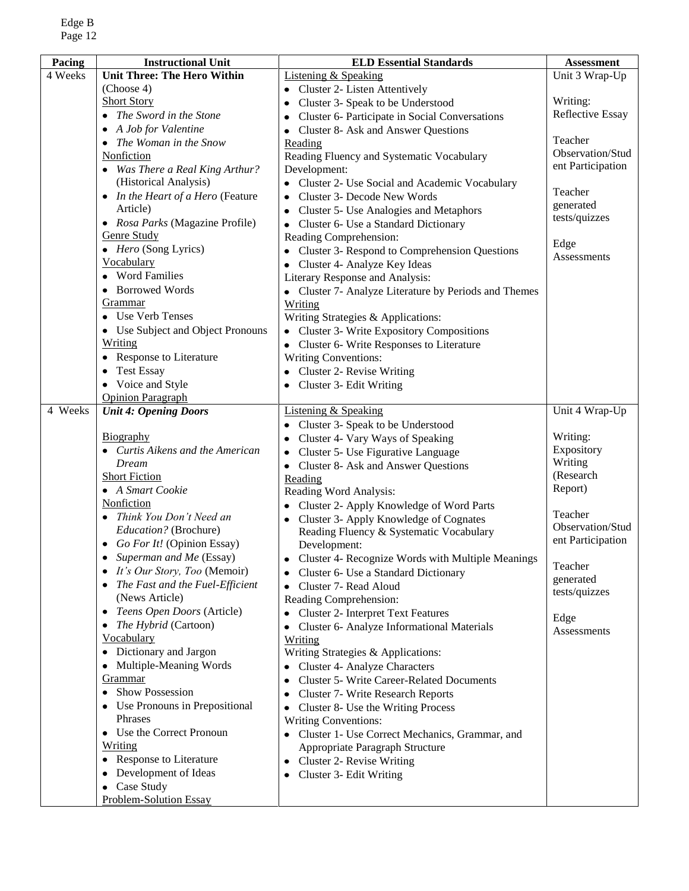| Pacing | Instructional Unit | ELD Essential Standards | Assessment |
|---|---|---|---|
| 4 Weeks | **Unit Three: The Hero Within**<br>(Choose 4)<br>Short Story<br>• *The Sword in the Stone*<br>• *A Job for Valentine*<br>• *The Woman in the Snow*<br>Nonfiction<br>• *Was There a Real King Arthur?* (Historical Analysis)<br>• *In the Heart of a Hero* (Feature Article)<br>• *Rosa Parks* (Magazine Profile)<br>Genre Study<br>• *Hero* (Song Lyrics)<br>Vocabulary<br>• Word Families<br>• Borrowed Words<br>Grammar<br>• Use Verb Tenses<br>• Use Subject and Object Pronouns<br>Writing<br>• Response to Literature<br>• Test Essay<br>• Voice and Style<br>Opinion Paragraph | Listening & Speaking<br>• Cluster 2- Listen Attentively<br>• Cluster 3- Speak to be Understood<br>• Cluster 6- Participate in Social Conversations<br>• Cluster 8- Ask and Answer Questions<br>Reading<br>Reading Fluency and Systematic Vocabulary Development:<br>• Cluster 2- Use Social and Academic Vocabulary<br>• Cluster 3- Decode New Words<br>• Cluster 5- Use Analogies and Metaphors<br>• Cluster 6- Use a Standard Dictionary<br>Reading Comprehension:<br>• Cluster 3- Respond to Comprehension Questions<br>• Cluster 4- Analyze Key Ideas<br>Literary Response and Analysis:<br>• Cluster 7- Analyze Literature by Periods and Themes<br>Writing<br>Writing Strategies & Applications:<br>• Cluster 3- Write Expository Compositions<br>• Cluster 6- Write Responses to Literature<br>Writing Conventions:<br>• Cluster 2- Revise Writing<br>• Cluster 3- Edit Writing | Unit 3 Wrap-Up<br><br>Writing: Reflective Essay<br><br>Teacher Observation/Student Participation<br><br>Teacher generated tests/quizzes<br><br>Edge Assessments |
| 4 Weeks | ***Unit 4: Opening Doors***<br><br>Biography<br>• *Curtis Aikens and the American Dream*<br>Short Fiction<br>• *A Smart Cookie*<br>Nonfiction<br>• *Think You Don't Need an Education?* (Brochure)<br>• *Go For It!* (Opinion Essay)<br>• *Superman and Me* (Essay)<br>• *It's Our Story, Too* (Memoir)<br>• *The Fast and the Fuel-Efficient* (News Article)<br>• *Teens Open Doors* (Article)<br>• *The Hybrid* (Cartoon)<br>Vocabulary<br>• Dictionary and Jargon<br>• Multiple-Meaning Words<br>Grammar<br>• Show Possession<br>• Use Pronouns in Prepositional Phrases<br>• Use the Correct Pronoun<br>Writing<br>• Response to Literature<br>• Development of Ideas<br>• Case Study<br>Problem-Solution Essay | Listening & Speaking<br>• Cluster 3- Speak to be Understood<br>• Cluster 4- Vary Ways of Speaking<br>• Cluster 5- Use Figurative Language<br>• Cluster 8- Ask and Answer Questions<br>Reading<br>Reading Word Analysis:<br>• Cluster 2- Apply Knowledge of Word Parts<br>• Cluster 3- Apply Knowledge of Cognates<br>Reading Fluency & Systematic Vocabulary Development:<br>• Cluster 4- Recognize Words with Multiple Meanings<br>• Cluster 6- Use a Standard Dictionary<br>• Cluster 7- Read Aloud<br>Reading Comprehension:<br>• Cluster 2- Interpret Text Features<br>• Cluster 6- Analyze Informational Materials<br>Writing<br>Writing Strategies & Applications:<br>• Cluster 4- Analyze Characters<br>• Cluster 5- Write Career-Related Documents<br>• Cluster 7- Write Research Reports<br>• Cluster 8- Use the Writing Process<br>Writing Conventions:<br>• Cluster 1- Use Correct Mechanics, Grammar, and Appropriate Paragraph Structure<br>• Cluster 2- Revise Writing<br>• Cluster 3- Edit Writing | Unit 4 Wrap-Up<br><br>Writing: Expository Writing (Research Report)<br><br>Teacher Observation/Student Participation<br><br>Teacher generated tests/quizzes<br><br>Edge Assessments |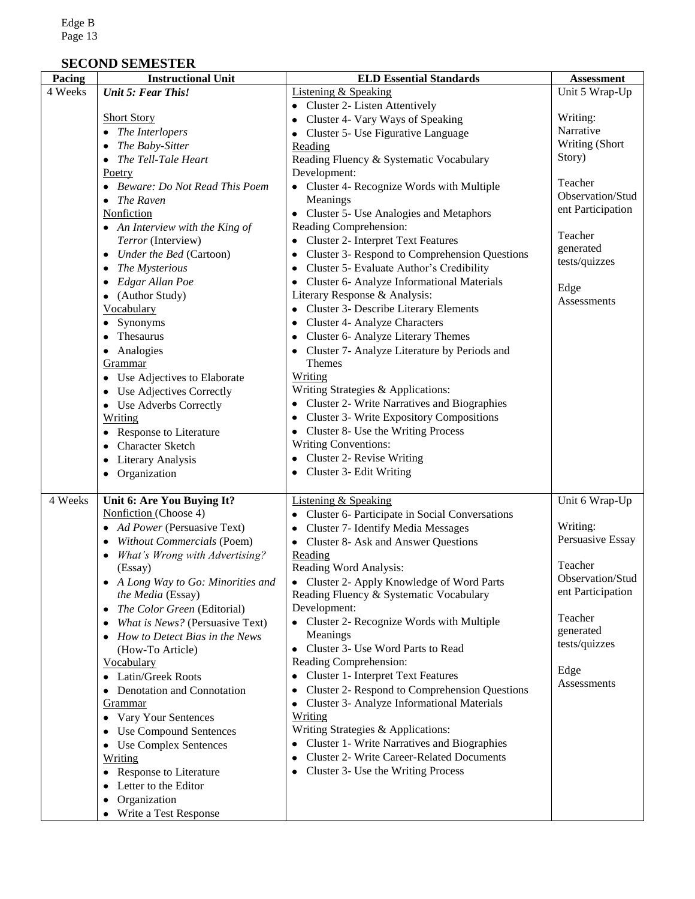## SECOND SEMESTER

| Pacing | Instructional Unit | ELD Essential Standards | Assessment |
|---|---|---|---|
| 4 Weeks | ***Unit 5: Fear This!***<br><br><u>Short Story</u><br>• *The Interlopers*<br>• *The Baby-Sitter*<br>• *The Tell-Tale Heart*<br><u>Poetry</u><br>• *Beware: Do Not Read This Poem*<br>• *The Raven*<br><u>Nonfiction</u><br>• *An Interview with the King of Terror* (Interview)<br>• *Under the Bed* (Cartoon)<br>• *The Mysterious*<br>• *Edgar Allan Poe*<br>• (Author Study)<br><u>Vocabulary</u><br>• Synonyms<br>• Thesaurus<br>• Analogies<br><u>Grammar</u><br>• Use Adjectives to Elaborate<br>• Use Adjectives Correctly<br>• Use Adverbs Correctly<br><u>Writing</u><br>• Response to Literature<br>• Character Sketch<br>• Literary Analysis<br>• Organization | <u>Listening & Speaking</u><br>• Cluster 2- Listen Attentively<br>• Cluster 4- Vary Ways of Speaking<br>• Cluster 5- Use Figurative Language<br><u>Reading</u><br>Reading Fluency & Systematic Vocabulary Development:<br>• Cluster 4- Recognize Words with Multiple Meanings<br>• Cluster 5- Use Analogies and Metaphors<br>Reading Comprehension:<br>• Cluster 2- Interpret Text Features<br>• Cluster 3- Respond to Comprehension Questions<br>• Cluster 5- Evaluate Author's Credibility<br>• Cluster 6- Analyze Informational Materials<br>Literary Response & Analysis:<br>• Cluster 3- Describe Literary Elements<br>• Cluster 4- Analyze Characters<br>• Cluster 6- Analyze Literary Themes<br>• Cluster 7- Analyze Literature by Periods and Themes<br><u>Writing</u><br>Writing Strategies & Applications:<br>• Cluster 2- Write Narratives and Biographies<br>• Cluster 3- Write Expository Compositions<br>• Cluster 8- Use the Writing Process<br>Writing Conventions:<br>• Cluster 2- Revise Writing<br>• Cluster 3- Edit Writing | Unit 5 Wrap-Up<br><br>Writing: Narrative Writing (Short Story)<br><br>Teacher Observation/Student Participation<br><br>Teacher generated tests/quizzes<br><br>Edge Assessments |
| 4 Weeks | **Unit 6: Are You Buying It?**<br><u>Nonfiction</u> (Choose 4)<br>• *Ad Power* (Persuasive Text)<br>• *Without Commercials* (Poem)<br>• *What's Wrong with Advertising?* (Essay)<br>• *A Long Way to Go: Minorities and the Media* (Essay)<br>• *The Color Green* (Editorial)<br>• *What is News?* (Persuasive Text)<br>• *How to Detect Bias in the News* (How-To Article)<br><u>Vocabulary</u><br>• Latin/Greek Roots<br>• Denotation and Connotation<br><u>Grammar</u><br>• Vary Your Sentences<br>• Use Compound Sentences<br>• Use Complex Sentences<br><u>Writing</u><br>• Response to Literature<br>• Letter to the Editor<br>• Organization<br>• Write a Test Response | <u>Listening & Speaking</u><br>• Cluster 6- Participate in Social Conversations<br>• Cluster 7- Identify Media Messages<br>• Cluster 8- Ask and Answer Questions<br><u>Reading</u><br>Reading Word Analysis:<br>• Cluster 2- Apply Knowledge of Word Parts<br>Reading Fluency & Systematic Vocabulary Development:<br>• Cluster 2- Recognize Words with Multiple Meanings<br>• Cluster 3- Use Word Parts to Read<br>Reading Comprehension:<br>• Cluster 1- Interpret Text Features<br>• Cluster 2- Respond to Comprehension Questions<br>• Cluster 3- Analyze Informational Materials<br><u>Writing</u><br>Writing Strategies & Applications:<br>• Cluster 1- Write Narratives and Biographies<br>• Cluster 2- Write Career-Related Documents<br>• Cluster 3- Use the Writing Process | Unit 6 Wrap-Up<br><br>Writing: Persuasive Essay<br><br>Teacher Observation/Student Participation<br><br>Teacher generated tests/quizzes<br><br>Edge Assessments |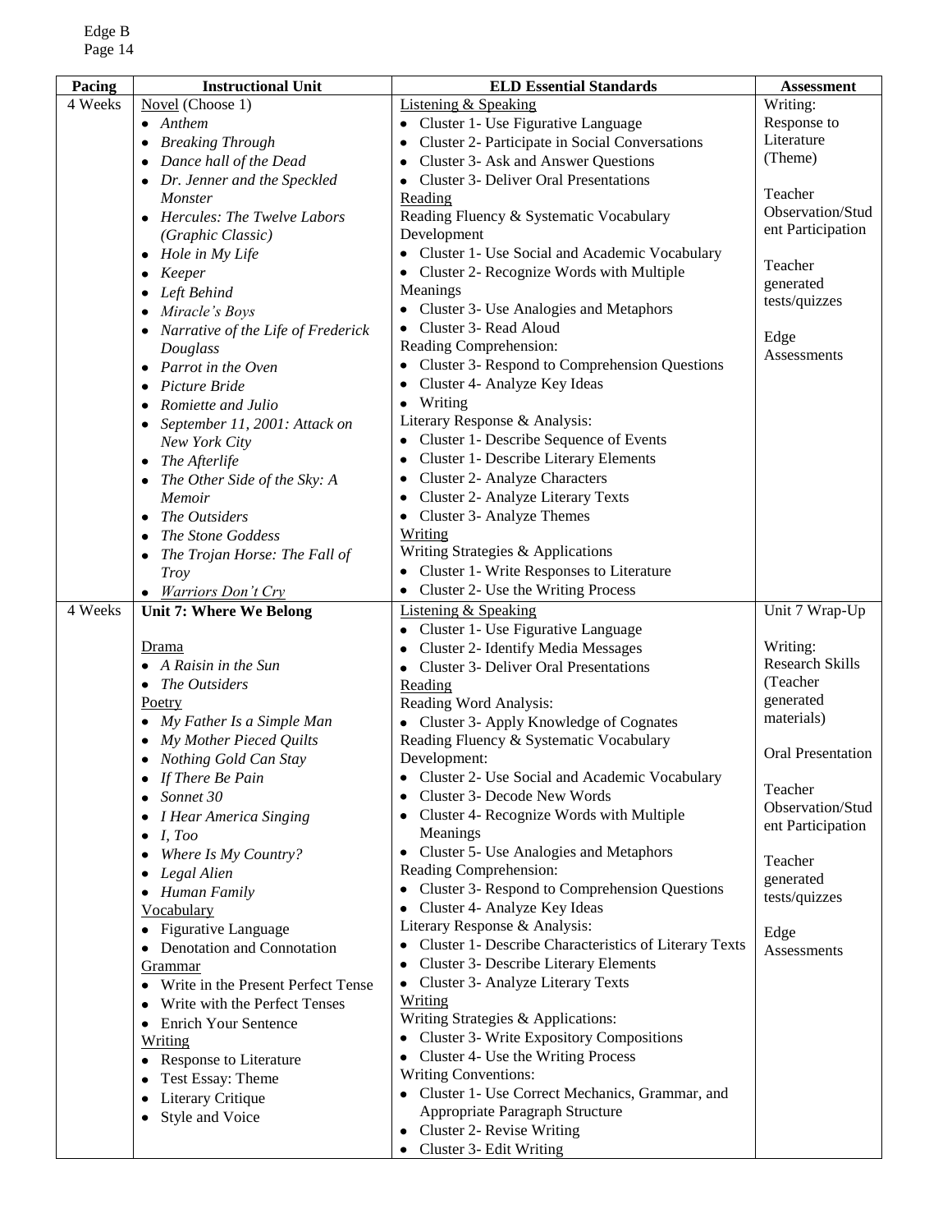| Pacing | Instructional Unit | ELD Essential Standards | Assessment |
|---|---|---|---|
| 4 Weeks | Novel (Choose 1)<br>• *Anthem*<br>• *Breaking Through*<br>• *Dance hall of the Dead*<br>• *Dr. Jenner and the Speckled Monster*<br>• *Hercules: The Twelve Labors (Graphic Classic)*<br>• *Hole in My Life*<br>• *Keeper*<br>• *Left Behind*<br>• *Miracle's Boys*<br>• *Narrative of the Life of Frederick Douglass*<br>• *Parrot in the Oven*<br>• *Picture Bride*<br>• *Romiette and Julio*<br>• *September 11, 2001: Attack on New York City*<br>• *The Afterlife*<br>• *The Other Side of the Sky: A Memoir*<br>• *The Outsiders*<br>• *The Stone Goddess*<br>• *The Trojan Horse: The Fall of Troy*<br>• *Warriors Don't Cry* | Listening & Speaking<br>• Cluster 1- Use Figurative Language<br>• Cluster 2- Participate in Social Conversations<br>• Cluster 3- Ask and Answer Questions<br>• Cluster 3- Deliver Oral Presentations<br>Reading<br>Reading Fluency & Systematic Vocabulary Development<br>• Cluster 1- Use Social and Academic Vocabulary<br>• Cluster 2- Recognize Words with Multiple Meanings<br>• Cluster 3- Use Analogies and Metaphors<br>• Cluster 3- Read Aloud<br>Reading Comprehension:<br>• Cluster 3- Respond to Comprehension Questions<br>• Cluster 4- Analyze Key Ideas<br>• Writing<br>Literary Response & Analysis:<br>• Cluster 1- Describe Sequence of Events<br>• Cluster 1- Describe Literary Elements<br>• Cluster 2- Analyze Characters<br>• Cluster 2- Analyze Literary Texts<br>• Cluster 3- Analyze Themes<br>Writing<br>Writing Strategies & Applications<br>• Cluster 1- Write Responses to Literature<br>• Cluster 2- Use the Writing Process | Writing: Response to Literature (Theme)<br><br>Teacher Observation/Student Participation<br><br>Teacher generated tests/quizzes<br><br>Edge Assessments |
| 4 Weeks | **Unit 7: Where We Belong**<br><br>Drama<br>• *A Raisin in the Sun*<br>• *The Outsiders*<br>Poetry<br>• *My Father Is a Simple Man*<br>• *My Mother Pieced Quilts*<br>• *Nothing Gold Can Stay*<br>• *If There Be Pain*<br>• *Sonnet 30*<br>• *I Hear America Singing*<br>• *I, Too*<br>• *Where Is My Country?*<br>• *Legal Alien*<br>• *Human Family*<br>Vocabulary<br>• Figurative Language<br>• Denotation and Connotation<br>Grammar<br>• Write in the Present Perfect Tense<br>• Write with the Perfect Tenses<br>• Enrich Your Sentence<br>Writing<br>• Response to Literature<br>• Test Essay: Theme<br>• Literary Critique<br>• Style and Voice | Listening & Speaking<br>• Cluster 1- Use Figurative Language<br>• Cluster 2- Identify Media Messages<br>• Cluster 3- Deliver Oral Presentations<br>Reading<br>Reading Word Analysis:<br>• Cluster 3- Apply Knowledge of Cognates<br>Reading Fluency & Systematic Vocabulary Development:<br>• Cluster 2- Use Social and Academic Vocabulary<br>• Cluster 3- Decode New Words<br>• Cluster 4- Recognize Words with Multiple Meanings<br>• Cluster 5- Use Analogies and Metaphors<br>Reading Comprehension:<br>• Cluster 3- Respond to Comprehension Questions<br>• Cluster 4- Analyze Key Ideas<br>Literary Response & Analysis:<br>• Cluster 1- Describe Characteristics of Literary Texts<br>• Cluster 3- Describe Literary Elements<br>• Cluster 3- Analyze Literary Texts<br>Writing<br>Writing Strategies & Applications:<br>• Cluster 3- Write Expository Compositions<br>• Cluster 4- Use the Writing Process<br>Writing Conventions:<br>• Cluster 1- Use Correct Mechanics, Grammar, and Appropriate Paragraph Structure<br>• Cluster 2- Revise Writing<br>• Cluster 3- Edit Writing | Unit 7 Wrap-Up<br><br>Writing: Research Skills (Teacher generated materials)<br><br>Oral Presentation<br><br>Teacher Observation/Student Participation<br><br>Teacher generated tests/quizzes<br><br>Edge Assessments |